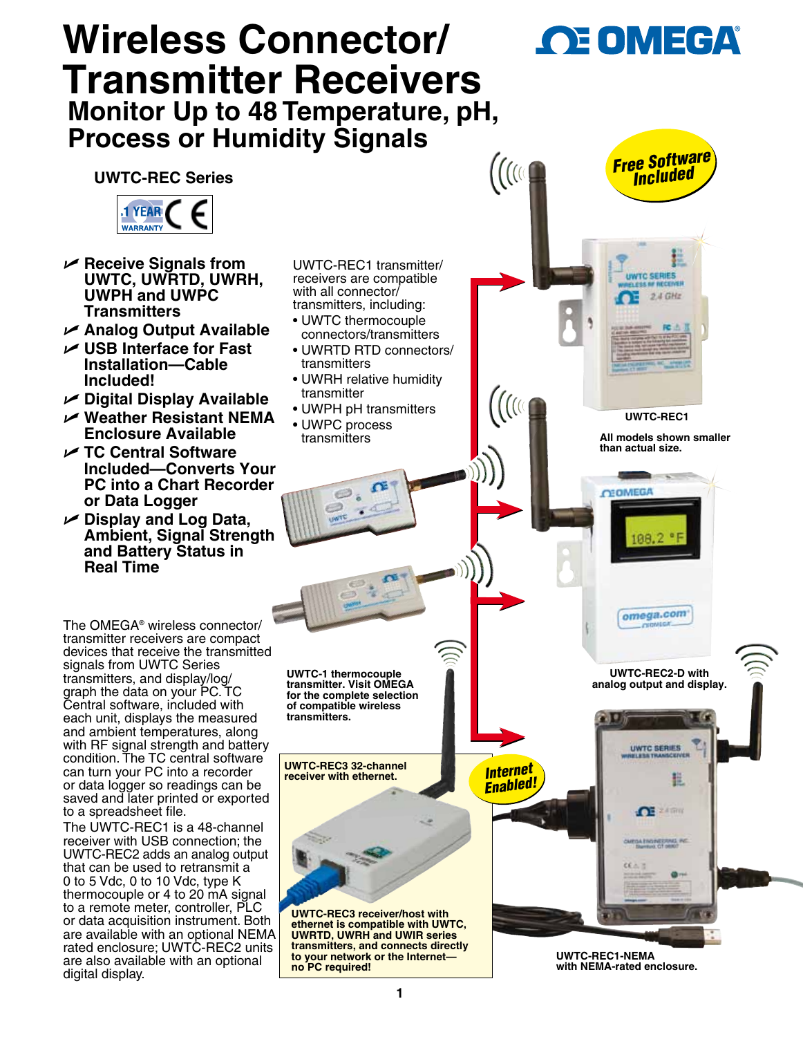# Wireless Connector/ Transmitter Receivers

## Monitor Up to 48 Temperature, pH, Process or Humidity Signals

OMEGA

### UWTC-REC Series

1 YEAR WARRANTY CE

Free Software Included

- Receive Signals from UWTC, UWRTD, UWRH, UWPH and UWPC Transmitters
- Analog Output Available
- USB Interface for Fast Installation—Cable Included!
- Digital Display Available
- Weather Resistant NEMA Enclosure Available
- TC Central Software Included—Converts Your PC into a Chart Recorder or Data Logger
- Display and Log Data, Ambient, Signal Strength and Battery Status in Real Time

UWTC-REC1 transmitter/receivers are compatible with all connector/transmitters, including:

- UWTC thermocouple connectors/transmitters
- UWRTD RTD connectors/transmitters
- UWRH relative humidity transmitter
- UWPH pH transmitters
- UWPC process transmitters

The OMEGA® wireless connector/transmitter receivers are compact devices that receive the transmitted signals from UWTC Series transmitters, and display/log/graph the data on your PC. TC Central software, included with each unit, displays the measured and ambient temperatures, along with RF signal strength and battery condition. The TC central software can turn your PC into a recorder or data logger so readings can be saved and later printed or exported to a spreadsheet file.

The UWTC-REC1 is a 48-channel receiver with USB connection; the UWTC-REC2 adds an analog output that can be used to retransmit a 0 to 5 Vdc, 0 to 10 Vdc, type K thermocouple or 4 to 20 mA signal to a remote meter, controller, PLC or data acquisition instrument. Both are available with an optional NEMA rated enclosure; UWTC-REC2 units are also available with an optional digital display.

UWTC-REC1

All models shown smaller than actual size.

UWTC-REC2-D with analog output and display.

UWTC-1 thermocouple transmitter. Visit OMEGA for the complete selection of compatible wireless transmitters.

UWTC-REC3 32-channel receiver with ethernet.

Internet Enabled!

UWTC-REC3 receiver/host with ethernet is compatible with UWTC, UWRTD, UWRH and UWIR series transmitters, and connects directly to your network or the Internet—no PC required!

UWTC-REC1-NEMA with NEMA-rated enclosure.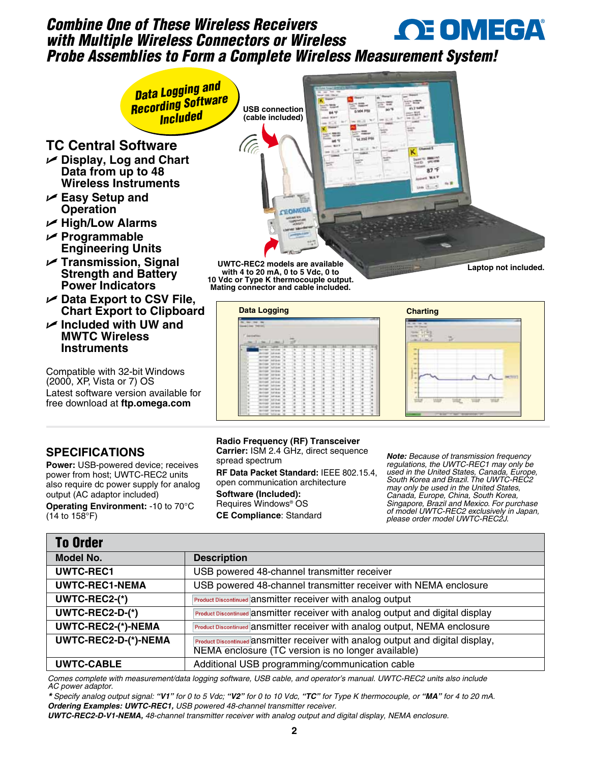# Combine One of These Wireless Receivers with Multiple Wireless Connectors or Wireless Probe Assemblies to Form a Complete Wireless Measurement System!

**Data Logging and Recording Software Included**

## TC Central Software

- Display, Log and Chart Data from up to 48 Wireless Instruments
- Easy Setup and Operation
- High/Low Alarms
- Programmable Engineering Units
- Transmission, Signal Strength and Battery Power Indicators
- Data Export to CSV File, Chart Export to Clipboard
- Included with UW and MWTC Wireless Instruments

Compatible with 32-bit Windows (2000, XP, Vista or 7) OS
Latest software version available for free download at **ftp.omega.com**

USB connection (cable included)

UWTC-REC2 models are available with 4 to 20 mA, 0 to 5 Vdc, 0 to 10 Vdc or Type K thermocouple output. Mating connector and cable included.

Laptop not included.

Data Logging

Charting

## SPECIFICATIONS

**Power:** USB-powered device; receives power from host; UWTC-REC2 units also require dc power supply for analog output (AC adaptor included)

**Operating Environment:** -10 to 70°C (14 to 158°F)

**Radio Frequency (RF) Transceiver**
**Carrier:** ISM 2.4 GHz, direct sequence spread spectrum

**RF Data Packet Standard:** IEEE 802.15.4, open communication architecture

**Software (Included):** Requires Windows® OS

**CE Compliance**: Standard

***Note:*** *Because of transmission frequency regulations, the UWTC-REC1 may only be used in the United States, Canada, Europe, South Korea and Brazil. The UWTC-REC2 may only be used in the United States, Canada, Europe, China, South Korea, Singapore, Brazil and Mexico. For purchase of model UWTC-REC2 exclusively in Japan, please order model UWTC-REC2J.*

## To Order

| Model No. | Description |
|---|---|
| UWTC-REC1 | USB powered 48-channel transmitter receiver |
| UWTC-REC1-NEMA | USB powered 48-channel transmitter receiver with NEMA enclosure |
| UWTC-REC2-(*) | Product Discontinued ansmitter receiver with analog output |
| UWTC-REC2-D-(*) | Product Discontinued ansmitter receiver with analog output and digital display |
| UWTC-REC2-(*)-NEMA | Product Discontinued ansmitter receiver with analog output, NEMA enclosure |
| UWTC-REC2-D-(*)-NEMA | Product Discontinued ansmitter receiver with analog output and digital display, NEMA enclosure (TC version is no longer available) |
| UWTC-CABLE | Additional USB programming/communication cable |

*Comes complete with measurement/data logging software, USB cable, and operator's manual. UWTC-REC2 units also include AC power adaptor.*

*** Specify analog output signal: "V1" for 0 to 5 Vdc; "V2" for 0 to 10 Vdc, "TC" for Type K thermocouple, or "MA" for 4 to 20 mA.**

***Ordering Examples: UWTC-REC1,*** *USB powered 48-channel transmitter receiver.*

***UWTC-REC2-D-V1-NEMA,*** *48-channel transmitter receiver with analog output and digital display, NEMA enclosure.*